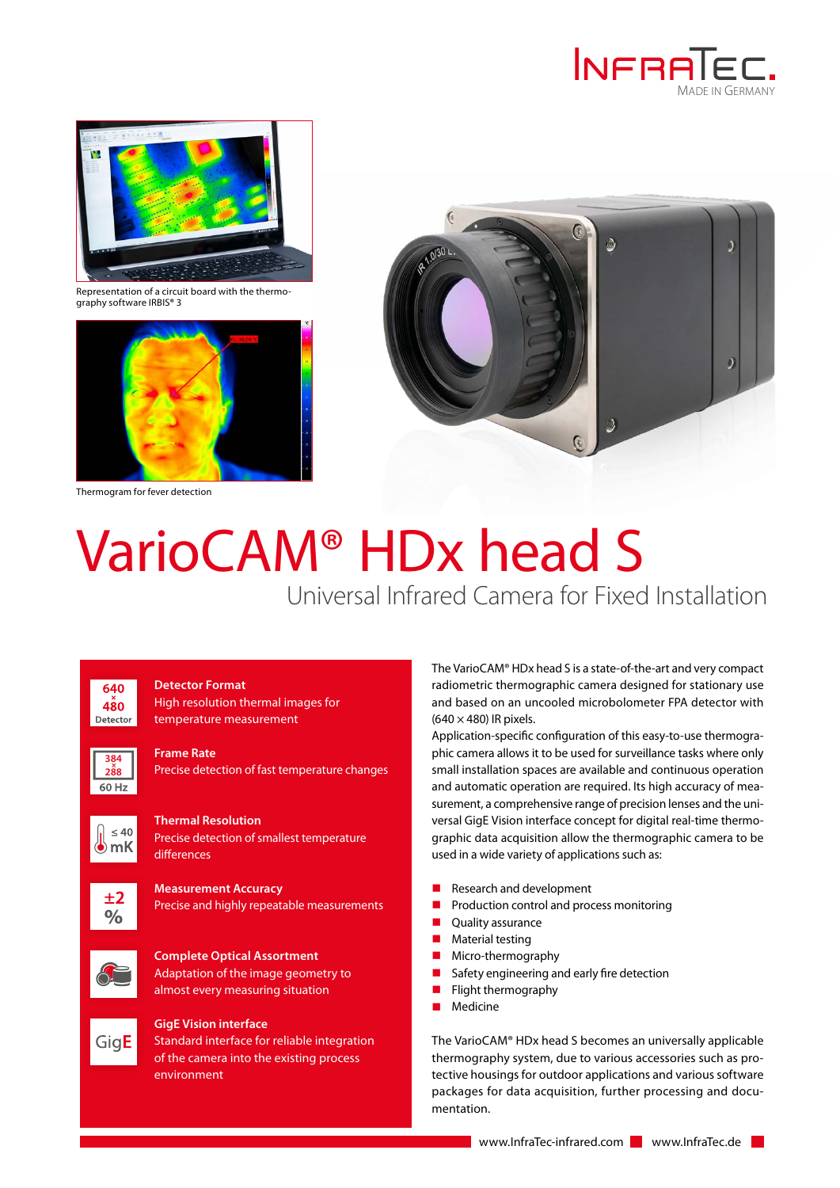Representation of a circuit board with the thermography software IRBIS® 3

Thermogram for fever detection

# VarioCAM® HDx head S

## Universal Infrared Camera for Fixed Installation

**Detector Format**
High resolution thermal images for temperature measurement

**Frame Rate**
Precise detection of fast temperature changes

**Thermal Resolution**
Precise detection of smallest temperature differences

**Measurement Accuracy**
Precise and highly repeatable measurements

**Complete Optical Assortment**
Adaptation of the image geometry to almost every measuring situation

**GigE Vision interface**
Standard interface for reliable integration of the camera into the existing process environment

The VarioCAM® HDx head S is a state-of-the-art and very compact radiometric thermographic camera designed for stationary use and based on an uncooled microbolometer FPA detector with (640 × 480) IR pixels.

Application-specific configuration of this easy-to-use thermographic camera allows it to be used for surveillance tasks where only small installation spaces are available and continuous operation and automatic operation are required. Its high accuracy of measurement, a comprehensive range of precision lenses and the universal GigE Vision interface concept for digital real-time thermographic data acquisition allow the thermographic camera to be used in a wide variety of applications such as:

- Research and development
- Production control and process monitoring
- Quality assurance
- Material testing
- Micro-thermography
- Safety engineering and early fire detection
- Flight thermography
- Medicine

The VarioCAM® HDx head S becomes an universally applicable thermography system, due to various accessories such as protective housings for outdoor applications and various software packages for data acquisition, further processing and documentation.

www.InfraTec-infrared.com www.InfraTec.de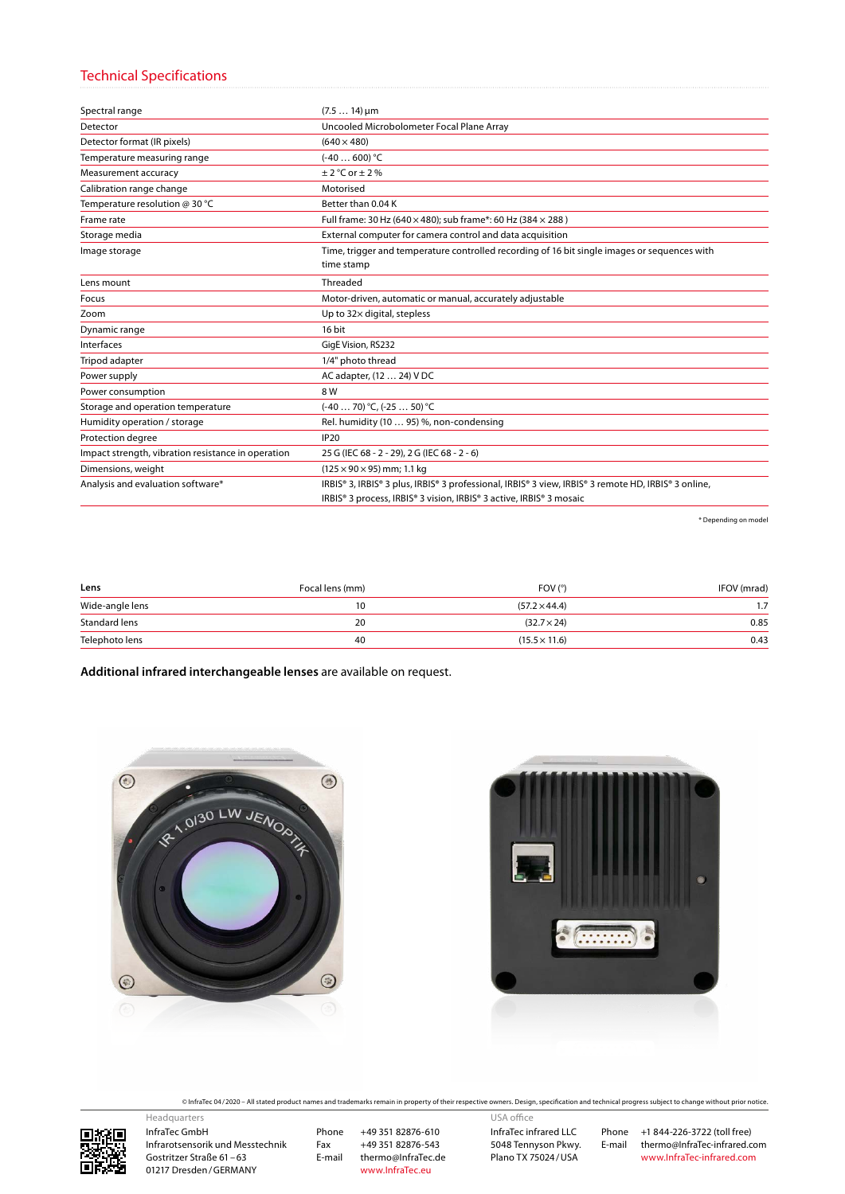## Technical Specifications

| | |
|---|---|
| Spectral range | (7.5 … 14) µm |
| Detector | Uncooled Microbolometer Focal Plane Array |
| Detector format (IR pixels) | (640 × 480) |
| Temperature measuring range | (-40 … 600) °C |
| Measurement accuracy | ± 2 °C or ± 2 % |
| Calibration range change | Motorised |
| Temperature resolution @ 30 °C | Better than 0.04 K |
| Frame rate | Full frame: 30 Hz (640 × 480); sub frame*: 60 Hz (384 × 288 ) |
| Storage media | External computer for camera control and data acquisition |
| Image storage | Time, trigger and temperature controlled recording of 16 bit single images or sequences with time stamp |
| Lens mount | Threaded |
| Focus | Motor-driven, automatic or manual, accurately adjustable |
| Zoom | Up to 32x digital, stepless |
| Dynamic range | 16 bit |
| Interfaces | GigE Vision, RS232 |
| Tripod adapter | 1/4" photo thread |
| Power supply | AC adapter, (12 … 24) V DC |
| Power consumption | 8 W |
| Storage and operation temperature | (-40 … 70) °C, (-25 … 50) °C |
| Humidity operation / storage | Rel. humidity (10 … 95) %, non-condensing |
| Protection degree | IP20 |
| Impact strength, vibration resistance in operation | 25 G (IEC 68 - 2 - 29), 2 G (IEC 68 - 2 - 6) |
| Dimensions, weight | (125 × 90 × 95) mm; 1.1 kg |
| Analysis and evaluation software* | IRBIS® 3, IRBIS® 3 plus, IRBIS® 3 professional, IRBIS® 3 view, IRBIS® 3 remote HD, IRBIS® 3 online, IRBIS® 3 process, IRBIS® 3 vision, IRBIS® 3 active, IRBIS® 3 mosaic |

\* Depending on model

| **Lens** | Focal lens (mm) | FOV (°) | IFOV (mrad) |
|---|---|---|---|
| Wide-angle lens | 10 | (57.2 × 44.4) | 1.7 |
| Standard lens | 20 | (32.7 × 24) | 0.85 |
| Telephoto lens | 40 | (15.5 × 11.6) | 0.43 |

**Additional infrared interchangeable lenses** are available on request.

© InfraTec 04 / 2020 – All stated product names and trademarks remain in property of their respective owners. Design, specification and technical progress subject to change without prior notice.

Headquarters
InfraTec GmbH
Infrarotsensorik und Messtechnik
Gostritzer Straße 61 – 63
01217 Dresden / GERMANY

Phone +49 351 82876-610
Fax +49 351 82876-543
E-mail thermo@InfraTec.de
www.InfraTec.eu

USA office
InfraTec infrared LLC
5048 Tennyson Pkwy.
Plano TX 75024 / USA

Phone +1 844-226-3722 (toll free)
E-mail thermo@InfraTec-infrared.com
www.InfraTec-infrared.com